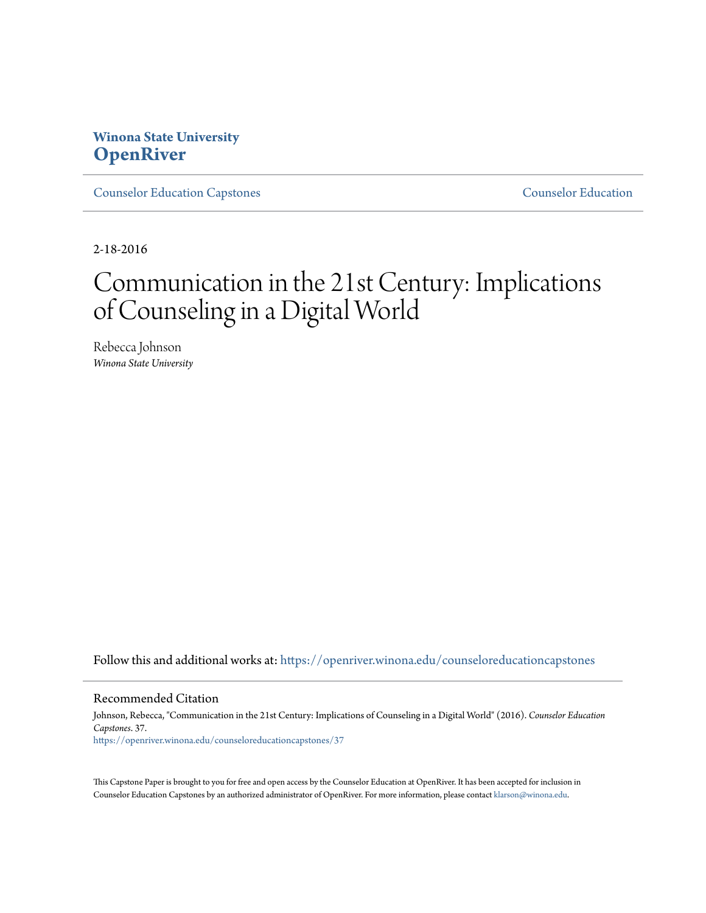**Winona State University**
**OpenRiver**

Counselor Education Capstones | Counselor Education

2-18-2016

# Communication in the 21st Century: Implications of Counseling in a Digital World

Rebecca Johnson
*Winona State University*

Follow this and additional works at: https://openriver.winona.edu/counseloreducationcapstones

## Recommended Citation

Johnson, Rebecca, "Communication in the 21st Century: Implications of Counseling in a Digital World" (2016). *Counselor Education Capstones*. 37.
https://openriver.winona.edu/counseloreducationcapstones/37

This Capstone Paper is brought to you for free and open access by the Counselor Education at OpenRiver. It has been accepted for inclusion in Counselor Education Capstones by an authorized administrator of OpenRiver. For more information, please contact klarson@winona.edu.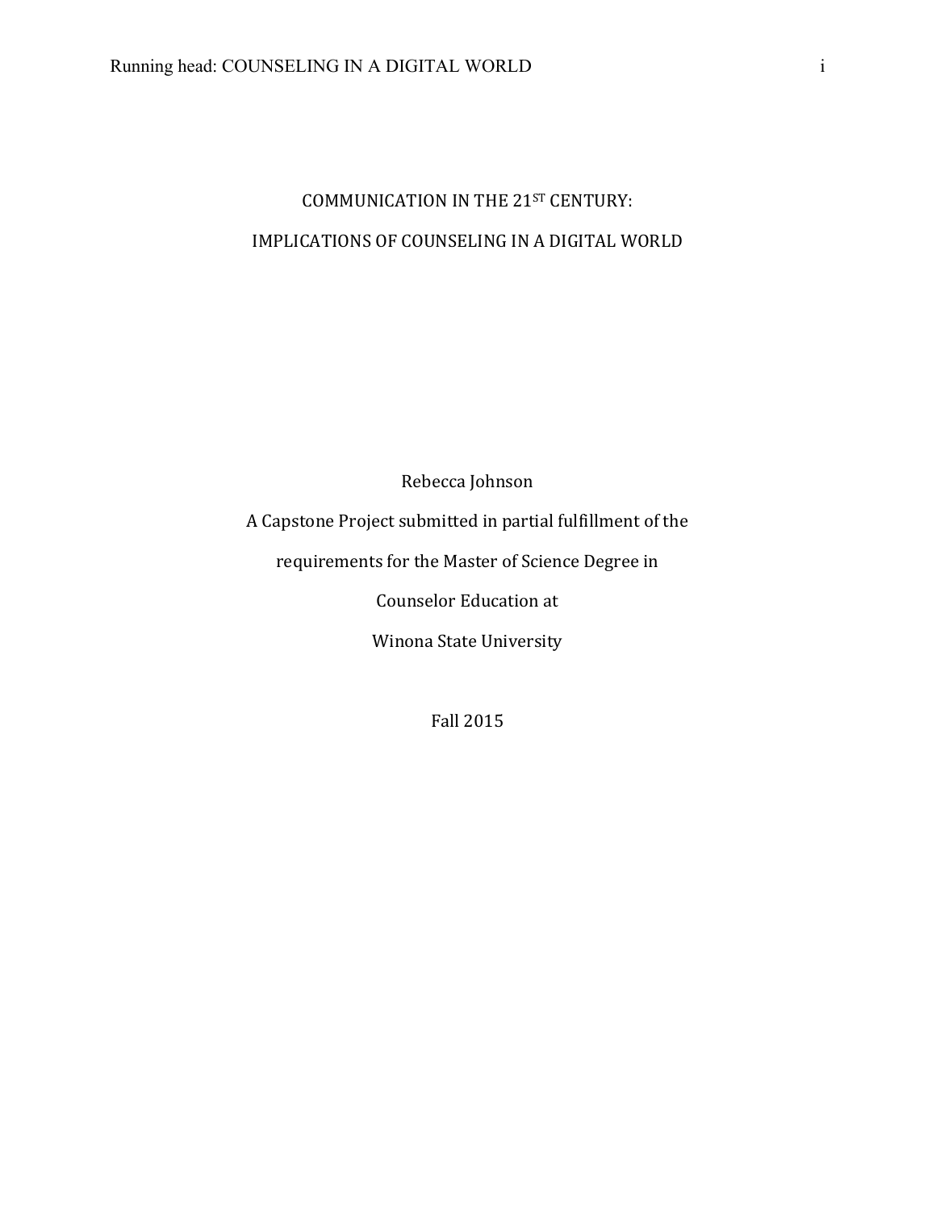# COMMUNICATION IN THE 21ST CENTURY:

# IMPLICATIONS OF COUNSELING IN A DIGITAL WORLD

Rebecca Johnson

A Capstone Project submitted in partial fulfillment of the

requirements for the Master of Science Degree in

Counselor Education at

Winona State University

Fall 2015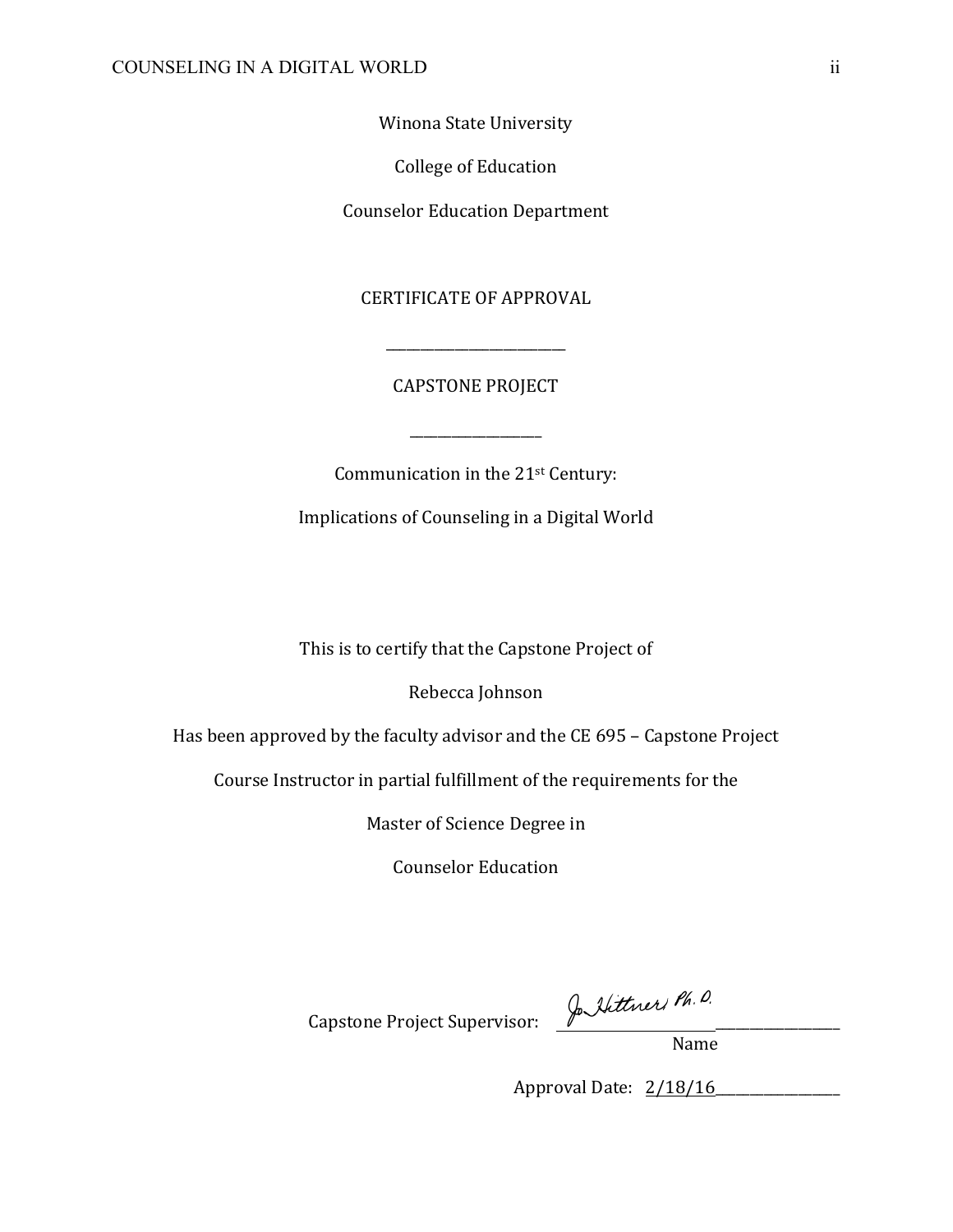Winona State University

College of Education

Counselor Education Department

CERTIFICATE OF APPROVAL

______________________________

CAPSTONE PROJECT

______________________

Communication in the 21st Century:

Implications of Counseling in a Digital World

This is to certify that the Capstone Project of

Rebecca Johnson

Has been approved by the faculty advisor and the CE 695 – Capstone Project

Course Instructor in partial fulfillment of the requirements for the

Master of Science Degree in

Counselor Education

Capstone Project Supervisor: Jo Hittner, Ph.D.______________________
Name

Approval Date: 2/18/16______________________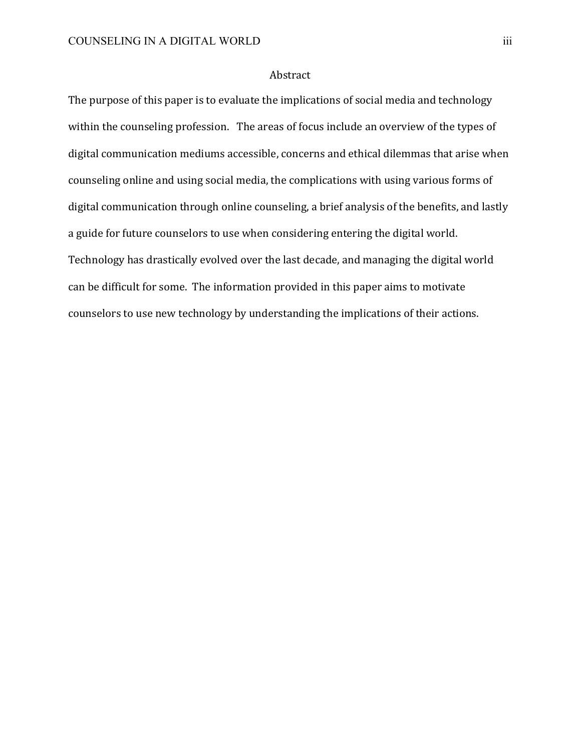# Abstract

The purpose of this paper is to evaluate the implications of social media and technology within the counseling profession. The areas of focus include an overview of the types of digital communication mediums accessible, concerns and ethical dilemmas that arise when counseling online and using social media, the complications with using various forms of digital communication through online counseling, a brief analysis of the benefits, and lastly a guide for future counselors to use when considering entering the digital world. Technology has drastically evolved over the last decade, and managing the digital world can be difficult for some. The information provided in this paper aims to motivate counselors to use new technology by understanding the implications of their actions.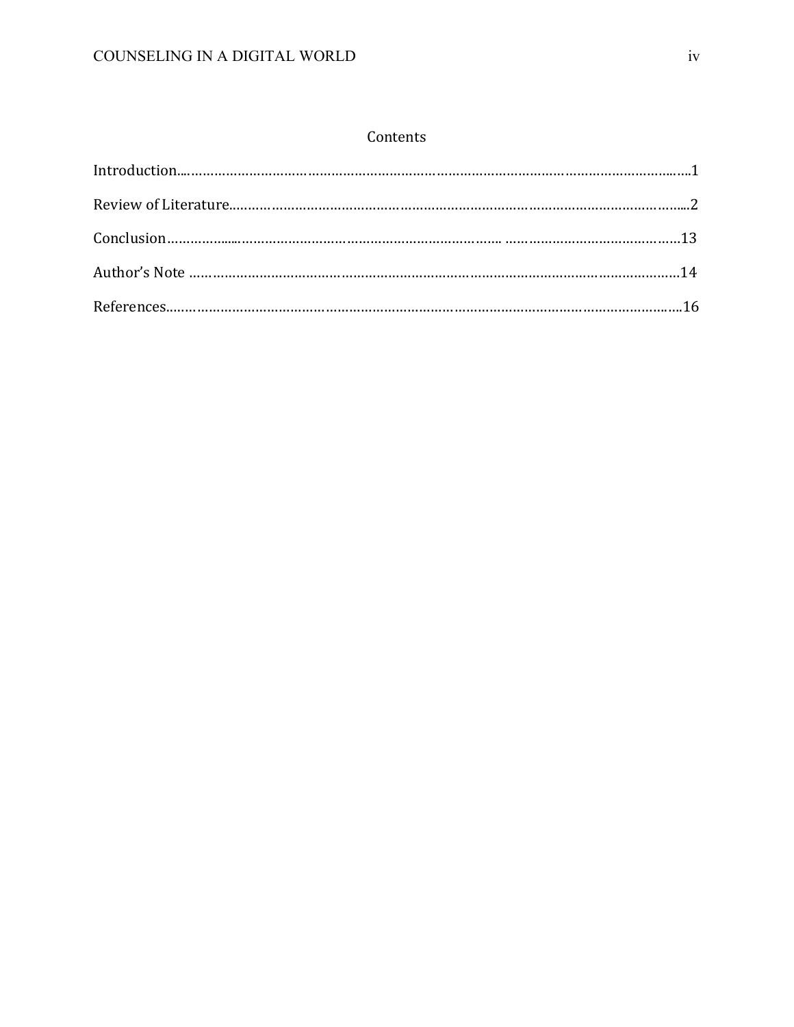## Contents

Introduction……………………………………………………………………………………………………1

Review of Literature………………………………………………………………………………………2

Conclusion………………………………………………………………………………………………13

Author's Note ………………………………………………………………………………………………14

References…………………………………………………………………………………………………16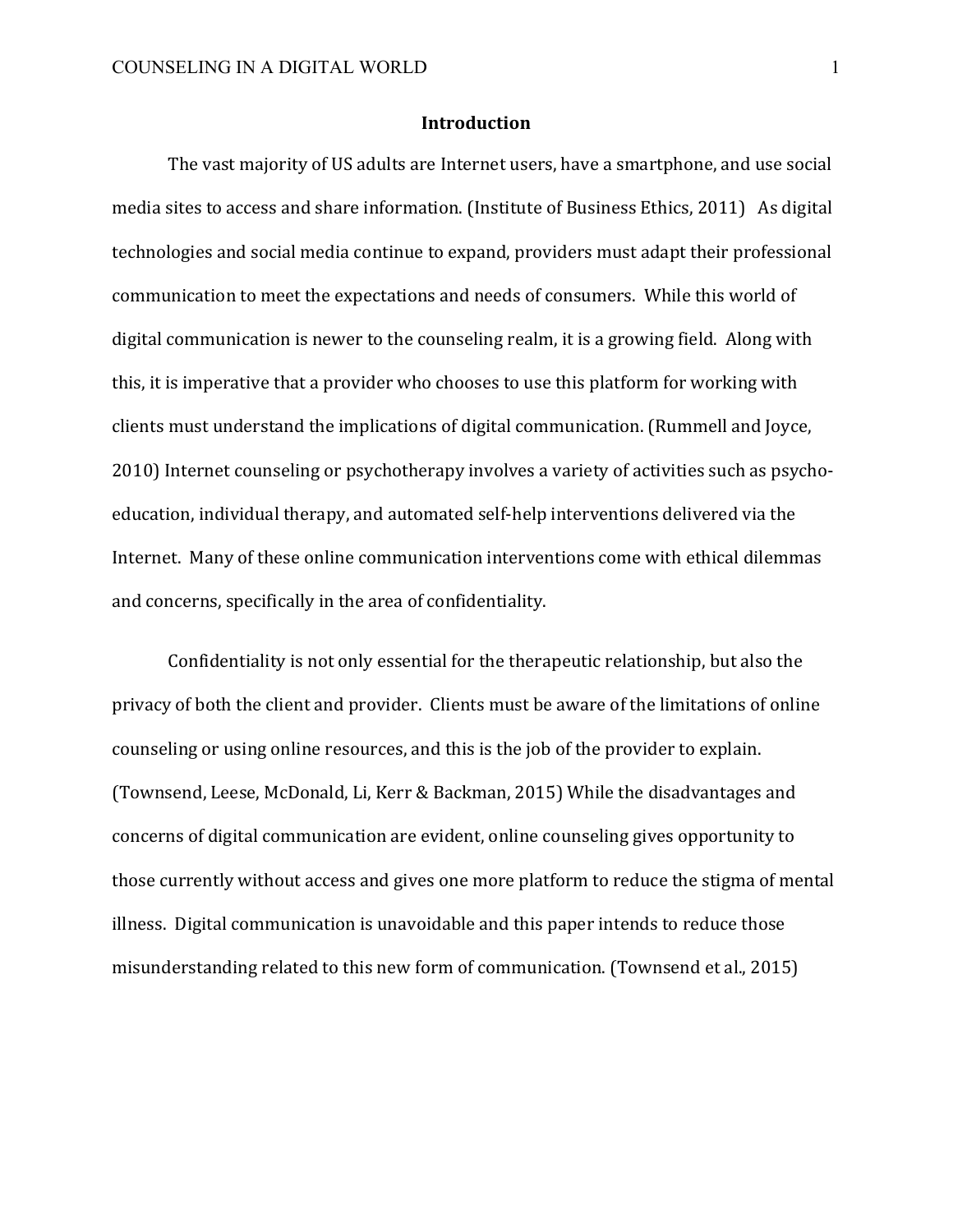## Introduction

The vast majority of US adults are Internet users, have a smartphone, and use social media sites to access and share information. (Institute of Business Ethics, 2011) As digital technologies and social media continue to expand, providers must adapt their professional communication to meet the expectations and needs of consumers. While this world of digital communication is newer to the counseling realm, it is a growing field. Along with this, it is imperative that a provider who chooses to use this platform for working with clients must understand the implications of digital communication. (Rummell and Joyce, 2010) Internet counseling or psychotherapy involves a variety of activities such as psycho-education, individual therapy, and automated self-help interventions delivered via the Internet. Many of these online communication interventions come with ethical dilemmas and concerns, specifically in the area of confidentiality.

Confidentiality is not only essential for the therapeutic relationship, but also the privacy of both the client and provider. Clients must be aware of the limitations of online counseling or using online resources, and this is the job of the provider to explain. (Townsend, Leese, McDonald, Li, Kerr & Backman, 2015) While the disadvantages and concerns of digital communication are evident, online counseling gives opportunity to those currently without access and gives one more platform to reduce the stigma of mental illness. Digital communication is unavoidable and this paper intends to reduce those misunderstanding related to this new form of communication. (Townsend et al., 2015)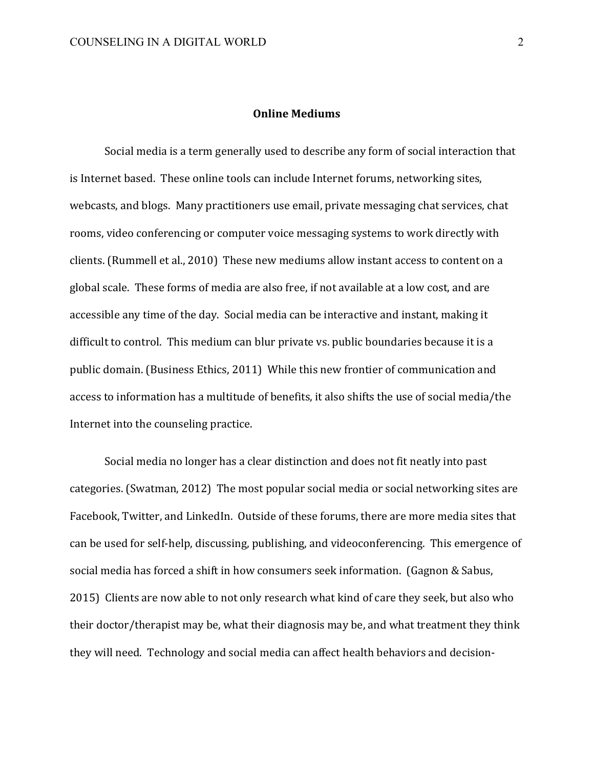## Online Mediums

Social media is a term generally used to describe any form of social interaction that is Internet based. These online tools can include Internet forums, networking sites, webcasts, and blogs. Many practitioners use email, private messaging chat services, chat rooms, video conferencing or computer voice messaging systems to work directly with clients. (Rummell et al., 2010) These new mediums allow instant access to content on a global scale. These forms of media are also free, if not available at a low cost, and are accessible any time of the day. Social media can be interactive and instant, making it difficult to control. This medium can blur private vs. public boundaries because it is a public domain. (Business Ethics, 2011) While this new frontier of communication and access to information has a multitude of benefits, it also shifts the use of social media/the Internet into the counseling practice.

Social media no longer has a clear distinction and does not fit neatly into past categories. (Swatman, 2012) The most popular social media or social networking sites are Facebook, Twitter, and LinkedIn. Outside of these forums, there are more media sites that can be used for self-help, discussing, publishing, and videoconferencing. This emergence of social media has forced a shift in how consumers seek information. (Gagnon & Sabus, 2015) Clients are now able to not only research what kind of care they seek, but also who their doctor/therapist may be, what their diagnosis may be, and what treatment they think they will need. Technology and social media can affect health behaviors and decision-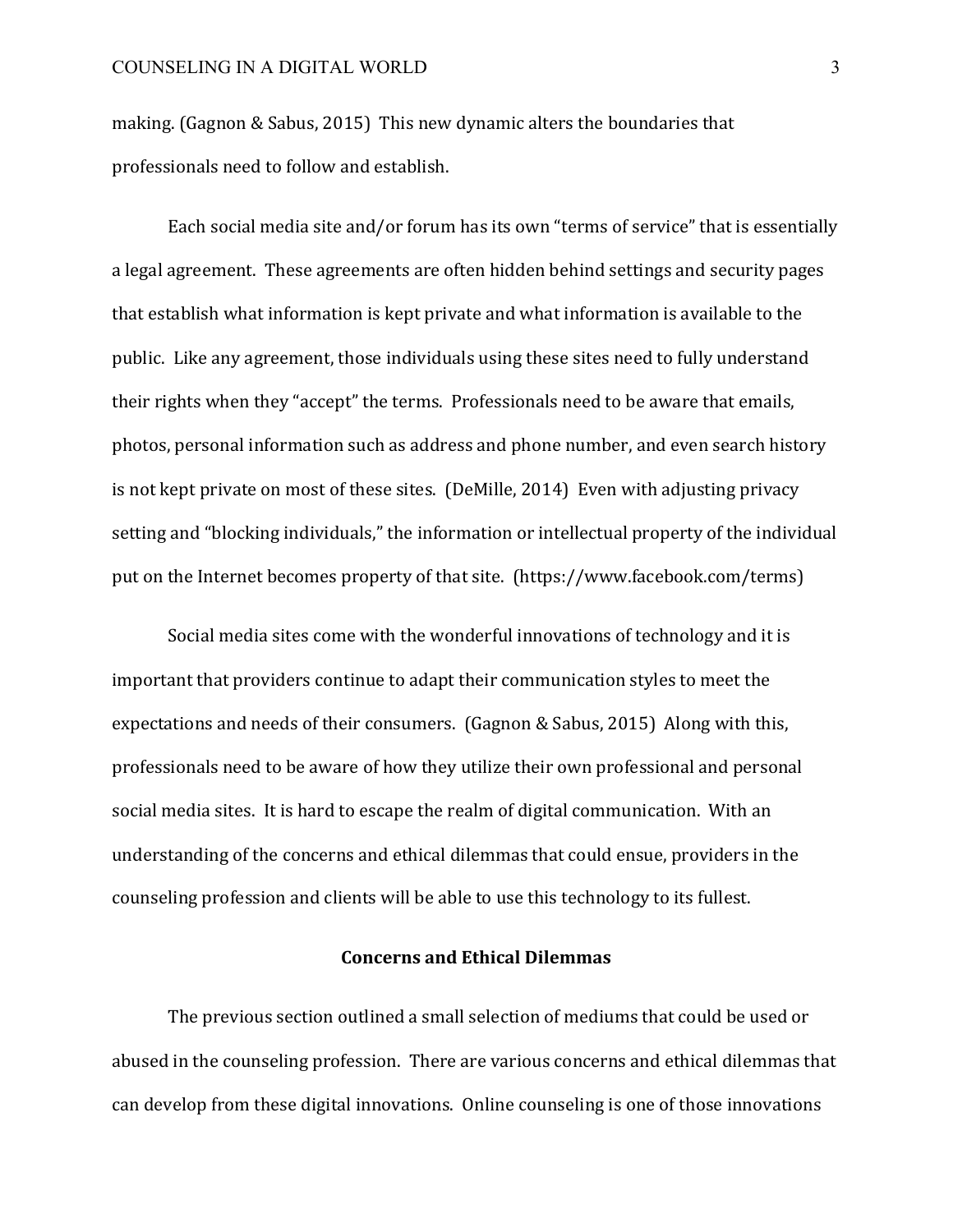making. (Gagnon & Sabus, 2015) This new dynamic alters the boundaries that professionals need to follow and establish.

Each social media site and/or forum has its own "terms of service" that is essentially a legal agreement. These agreements are often hidden behind settings and security pages that establish what information is kept private and what information is available to the public. Like any agreement, those individuals using these sites need to fully understand their rights when they "accept" the terms. Professionals need to be aware that emails, photos, personal information such as address and phone number, and even search history is not kept private on most of these sites. (DeMille, 2014) Even with adjusting privacy setting and "blocking individuals," the information or intellectual property of the individual put on the Internet becomes property of that site. (https://www.facebook.com/terms)

Social media sites come with the wonderful innovations of technology and it is important that providers continue to adapt their communication styles to meet the expectations and needs of their consumers. (Gagnon & Sabus, 2015) Along with this, professionals need to be aware of how they utilize their own professional and personal social media sites. It is hard to escape the realm of digital communication. With an understanding of the concerns and ethical dilemmas that could ensue, providers in the counseling profession and clients will be able to use this technology to its fullest.

## Concerns and Ethical Dilemmas

The previous section outlined a small selection of mediums that could be used or abused in the counseling profession. There are various concerns and ethical dilemmas that can develop from these digital innovations. Online counseling is one of those innovations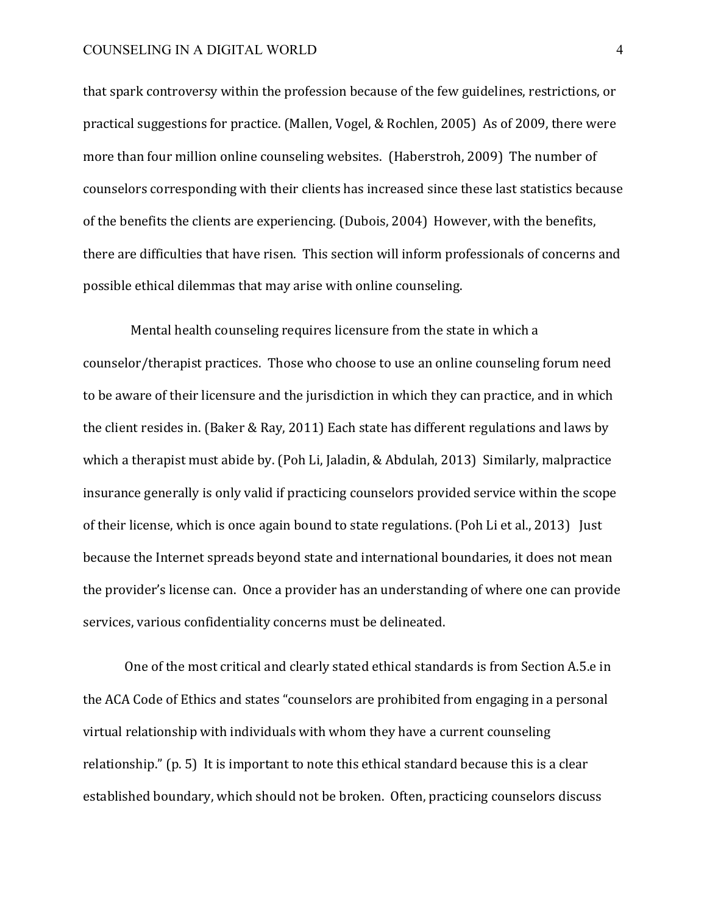that spark controversy within the profession because of the few guidelines, restrictions, or practical suggestions for practice. (Mallen, Vogel, & Rochlen, 2005) As of 2009, there were more than four million online counseling websites. (Haberstroh, 2009) The number of counselors corresponding with their clients has increased since these last statistics because of the benefits the clients are experiencing. (Dubois, 2004) However, with the benefits, there are difficulties that have risen. This section will inform professionals of concerns and possible ethical dilemmas that may arise with online counseling.

Mental health counseling requires licensure from the state in which a counselor/therapist practices. Those who choose to use an online counseling forum need to be aware of their licensure and the jurisdiction in which they can practice, and in which the client resides in. (Baker & Ray, 2011) Each state has different regulations and laws by which a therapist must abide by. (Poh Li, Jaladin, & Abdulah, 2013) Similarly, malpractice insurance generally is only valid if practicing counselors provided service within the scope of their license, which is once again bound to state regulations. (Poh Li et al., 2013) Just because the Internet spreads beyond state and international boundaries, it does not mean the provider's license can. Once a provider has an understanding of where one can provide services, various confidentiality concerns must be delineated.

One of the most critical and clearly stated ethical standards is from Section A.5.e in the ACA Code of Ethics and states "counselors are prohibited from engaging in a personal virtual relationship with individuals with whom they have a current counseling relationship." (p. 5) It is important to note this ethical standard because this is a clear established boundary, which should not be broken. Often, practicing counselors discuss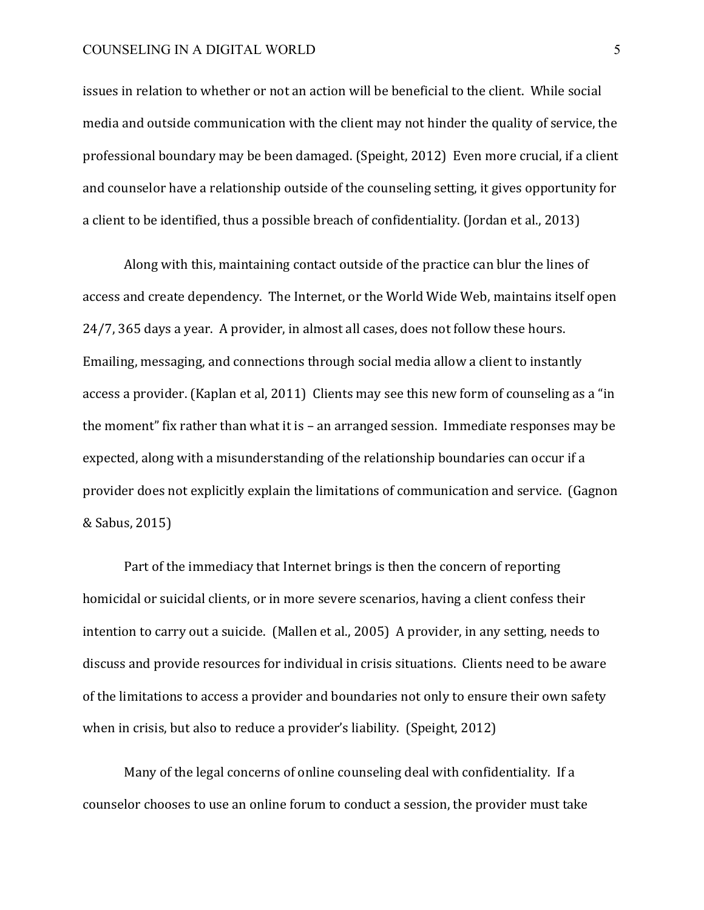issues in relation to whether or not an action will be beneficial to the client. While social media and outside communication with the client may not hinder the quality of service, the professional boundary may be been damaged. (Speight, 2012) Even more crucial, if a client and counselor have a relationship outside of the counseling setting, it gives opportunity for a client to be identified, thus a possible breach of confidentiality. (Jordan et al., 2013)

Along with this, maintaining contact outside of the practice can blur the lines of access and create dependency. The Internet, or the World Wide Web, maintains itself open 24/7, 365 days a year. A provider, in almost all cases, does not follow these hours. Emailing, messaging, and connections through social media allow a client to instantly access a provider. (Kaplan et al, 2011) Clients may see this new form of counseling as a "in the moment" fix rather than what it is – an arranged session. Immediate responses may be expected, along with a misunderstanding of the relationship boundaries can occur if a provider does not explicitly explain the limitations of communication and service. (Gagnon & Sabus, 2015)

Part of the immediacy that Internet brings is then the concern of reporting homicidal or suicidal clients, or in more severe scenarios, having a client confess their intention to carry out a suicide. (Mallen et al., 2005) A provider, in any setting, needs to discuss and provide resources for individual in crisis situations. Clients need to be aware of the limitations to access a provider and boundaries not only to ensure their own safety when in crisis, but also to reduce a provider's liability. (Speight, 2012)

Many of the legal concerns of online counseling deal with confidentiality. If a counselor chooses to use an online forum to conduct a session, the provider must take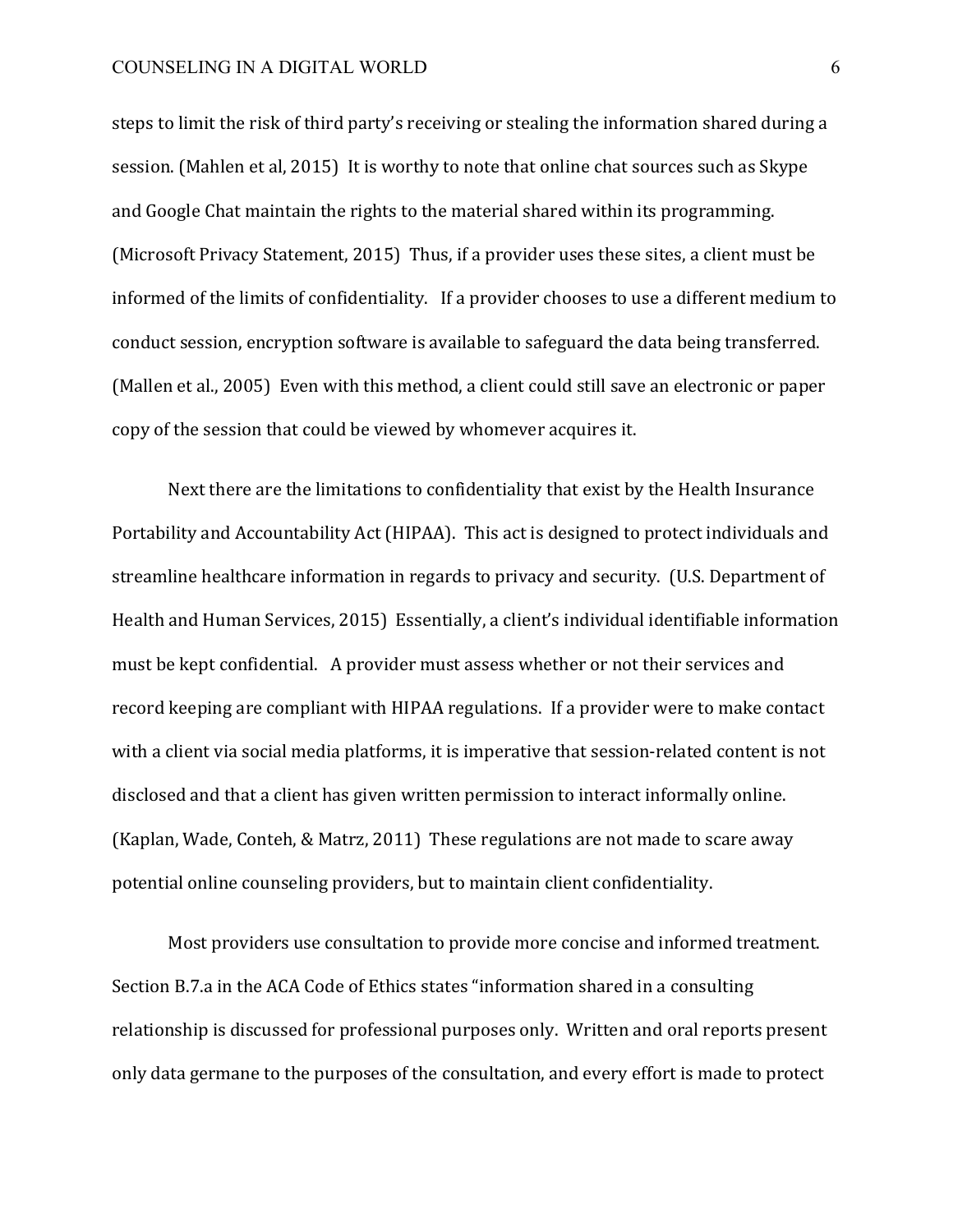steps to limit the risk of third party's receiving or stealing the information shared during a session. (Mahlen et al, 2015) It is worthy to note that online chat sources such as Skype and Google Chat maintain the rights to the material shared within its programming. (Microsoft Privacy Statement, 2015) Thus, if a provider uses these sites, a client must be informed of the limits of confidentiality. If a provider chooses to use a different medium to conduct session, encryption software is available to safeguard the data being transferred. (Mallen et al., 2005) Even with this method, a client could still save an electronic or paper copy of the session that could be viewed by whomever acquires it.

Next there are the limitations to confidentiality that exist by the Health Insurance Portability and Accountability Act (HIPAA). This act is designed to protect individuals and streamline healthcare information in regards to privacy and security. (U.S. Department of Health and Human Services, 2015) Essentially, a client's individual identifiable information must be kept confidential. A provider must assess whether or not their services and record keeping are compliant with HIPAA regulations. If a provider were to make contact with a client via social media platforms, it is imperative that session-related content is not disclosed and that a client has given written permission to interact informally online. (Kaplan, Wade, Conteh, & Matrz, 2011) These regulations are not made to scare away potential online counseling providers, but to maintain client confidentiality.

Most providers use consultation to provide more concise and informed treatment. Section B.7.a in the ACA Code of Ethics states "information shared in a consulting relationship is discussed for professional purposes only. Written and oral reports present only data germane to the purposes of the consultation, and every effort is made to protect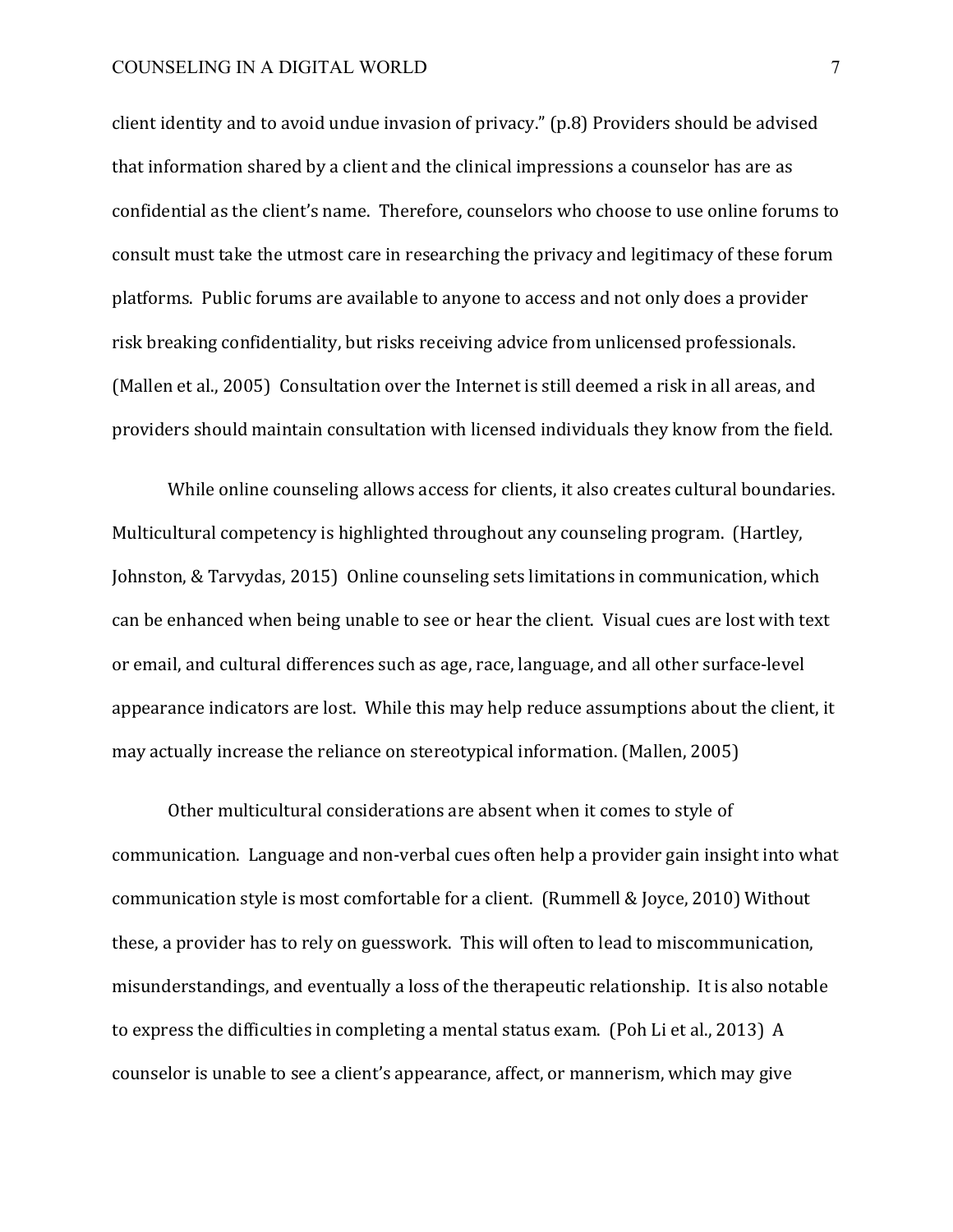client identity and to avoid undue invasion of privacy." (p.8) Providers should be advised that information shared by a client and the clinical impressions a counselor has are as confidential as the client's name. Therefore, counselors who choose to use online forums to consult must take the utmost care in researching the privacy and legitimacy of these forum platforms. Public forums are available to anyone to access and not only does a provider risk breaking confidentiality, but risks receiving advice from unlicensed professionals. (Mallen et al., 2005) Consultation over the Internet is still deemed a risk in all areas, and providers should maintain consultation with licensed individuals they know from the field.

While online counseling allows access for clients, it also creates cultural boundaries. Multicultural competency is highlighted throughout any counseling program. (Hartley, Johnston, & Tarvydas, 2015) Online counseling sets limitations in communication, which can be enhanced when being unable to see or hear the client. Visual cues are lost with text or email, and cultural differences such as age, race, language, and all other surface-level appearance indicators are lost. While this may help reduce assumptions about the client, it may actually increase the reliance on stereotypical information. (Mallen, 2005)

Other multicultural considerations are absent when it comes to style of communication. Language and non-verbal cues often help a provider gain insight into what communication style is most comfortable for a client. (Rummell & Joyce, 2010) Without these, a provider has to rely on guesswork. This will often to lead to miscommunication, misunderstandings, and eventually a loss of the therapeutic relationship. It is also notable to express the difficulties in completing a mental status exam. (Poh Li et al., 2013) A counselor is unable to see a client's appearance, affect, or mannerism, which may give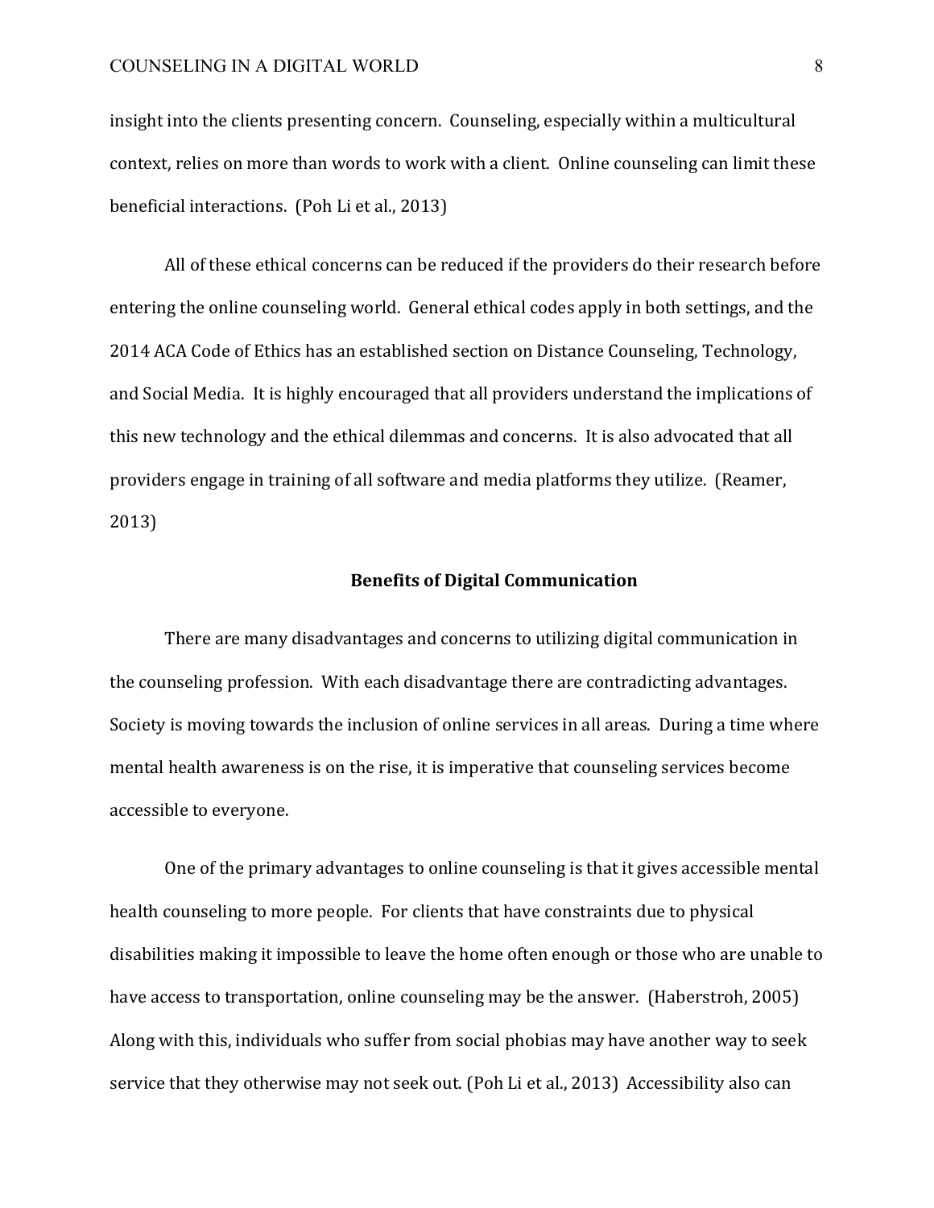insight into the clients presenting concern. Counseling, especially within a multicultural context, relies on more than words to work with a client. Online counseling can limit these beneficial interactions. (Poh Li et al., 2013)

All of these ethical concerns can be reduced if the providers do their research before entering the online counseling world. General ethical codes apply in both settings, and the 2014 ACA Code of Ethics has an established section on Distance Counseling, Technology, and Social Media. It is highly encouraged that all providers understand the implications of this new technology and the ethical dilemmas and concerns. It is also advocated that all providers engage in training of all software and media platforms they utilize. (Reamer, 2013)

## Benefits of Digital Communication

There are many disadvantages and concerns to utilizing digital communication in the counseling profession. With each disadvantage there are contradicting advantages. Society is moving towards the inclusion of online services in all areas. During a time where mental health awareness is on the rise, it is imperative that counseling services become accessible to everyone.

One of the primary advantages to online counseling is that it gives accessible mental health counseling to more people. For clients that have constraints due to physical disabilities making it impossible to leave the home often enough or those who are unable to have access to transportation, online counseling may be the answer. (Haberstroh, 2005) Along with this, individuals who suffer from social phobias may have another way to seek service that they otherwise may not seek out. (Poh Li et al., 2013) Accessibility also can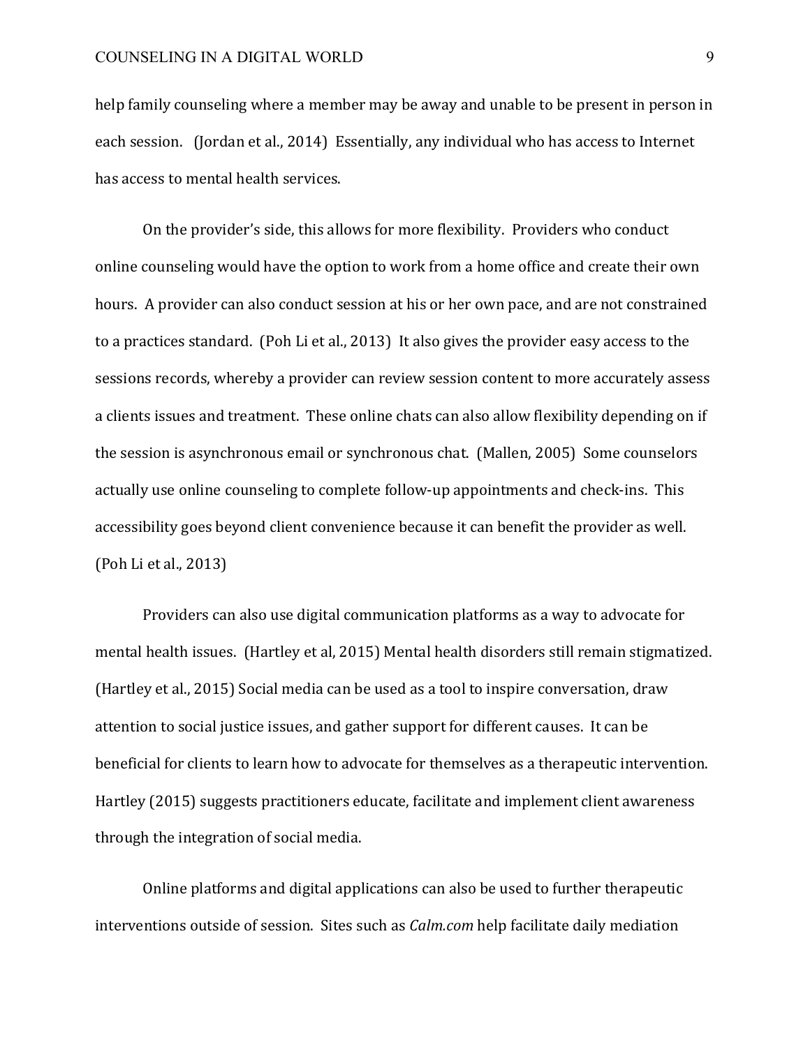help family counseling where a member may be away and unable to be present in person in each session. (Jordan et al., 2014) Essentially, any individual who has access to Internet has access to mental health services.

On the provider's side, this allows for more flexibility. Providers who conduct online counseling would have the option to work from a home office and create their own hours. A provider can also conduct session at his or her own pace, and are not constrained to a practices standard. (Poh Li et al., 2013) It also gives the provider easy access to the sessions records, whereby a provider can review session content to more accurately assess a clients issues and treatment. These online chats can also allow flexibility depending on if the session is asynchronous email or synchronous chat. (Mallen, 2005) Some counselors actually use online counseling to complete follow-up appointments and check-ins. This accessibility goes beyond client convenience because it can benefit the provider as well. (Poh Li et al., 2013)

Providers can also use digital communication platforms as a way to advocate for mental health issues. (Hartley et al, 2015) Mental health disorders still remain stigmatized. (Hartley et al., 2015) Social media can be used as a tool to inspire conversation, draw attention to social justice issues, and gather support for different causes. It can be beneficial for clients to learn how to advocate for themselves as a therapeutic intervention. Hartley (2015) suggests practitioners educate, facilitate and implement client awareness through the integration of social media.

Online platforms and digital applications can also be used to further therapeutic interventions outside of session. Sites such as *Calm.com* help facilitate daily mediation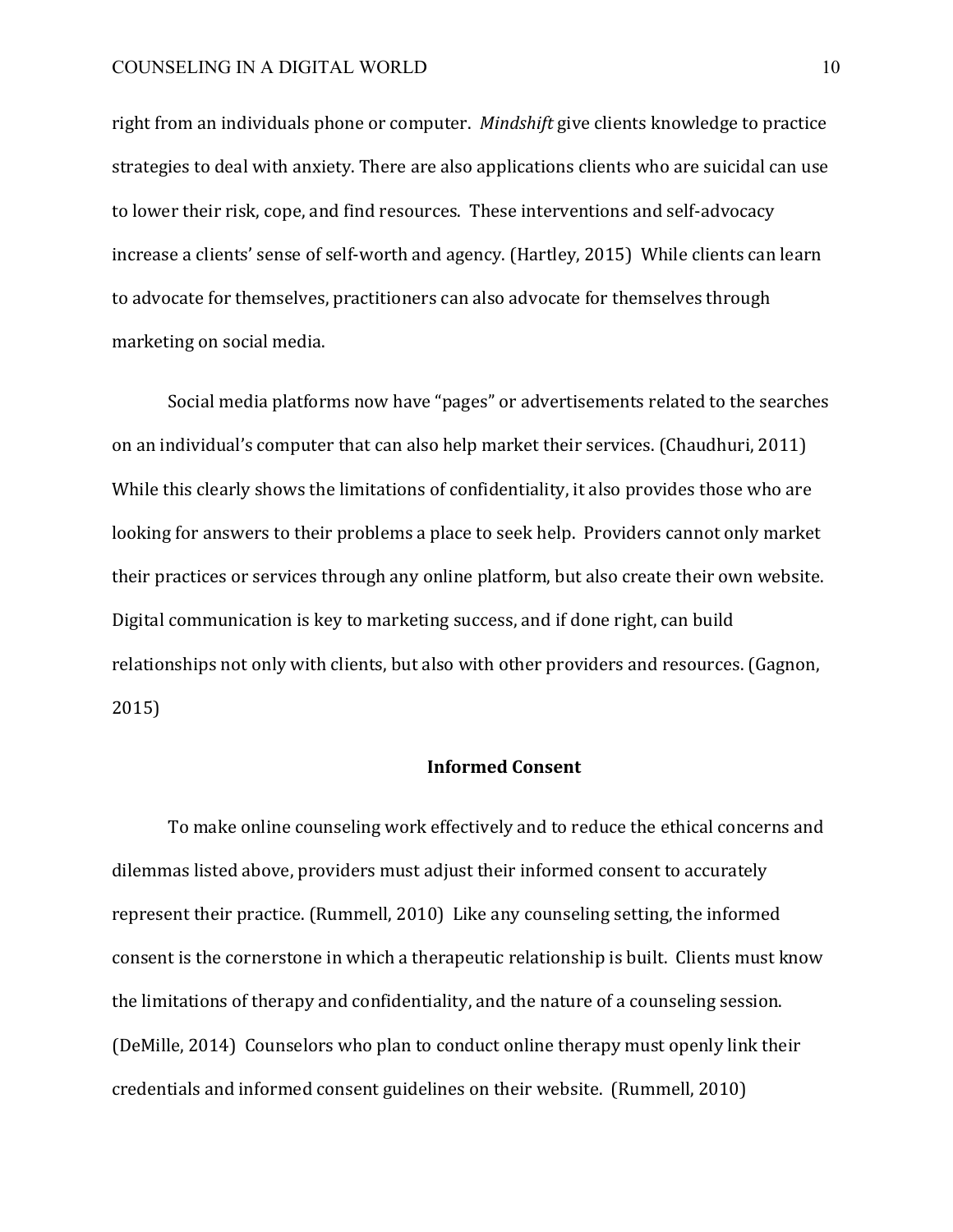right from an individuals phone or computer. *Mindshift* give clients knowledge to practice strategies to deal with anxiety. There are also applications clients who are suicidal can use to lower their risk, cope, and find resources. These interventions and self-advocacy increase a clients' sense of self-worth and agency. (Hartley, 2015) While clients can learn to advocate for themselves, practitioners can also advocate for themselves through marketing on social media.

Social media platforms now have "pages" or advertisements related to the searches on an individual's computer that can also help market their services. (Chaudhuri, 2011) While this clearly shows the limitations of confidentiality, it also provides those who are looking for answers to their problems a place to seek help. Providers cannot only market their practices or services through any online platform, but also create their own website. Digital communication is key to marketing success, and if done right, can build relationships not only with clients, but also with other providers and resources. (Gagnon, 2015)

## Informed Consent

To make online counseling work effectively and to reduce the ethical concerns and dilemmas listed above, providers must adjust their informed consent to accurately represent their practice. (Rummell, 2010) Like any counseling setting, the informed consent is the cornerstone in which a therapeutic relationship is built. Clients must know the limitations of therapy and confidentiality, and the nature of a counseling session. (DeMille, 2014) Counselors who plan to conduct online therapy must openly link their credentials and informed consent guidelines on their website. (Rummell, 2010)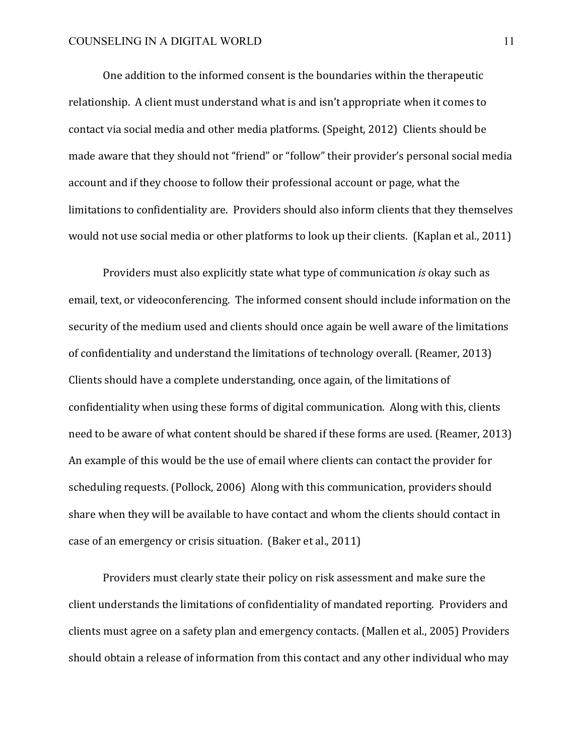One addition to the informed consent is the boundaries within the therapeutic relationship. A client must understand what is and isn't appropriate when it comes to contact via social media and other media platforms. (Speight, 2012) Clients should be made aware that they should not "friend" or "follow" their provider's personal social media account and if they choose to follow their professional account or page, what the limitations to confidentiality are. Providers should also inform clients that they themselves would not use social media or other platforms to look up their clients. (Kaplan et al., 2011)

Providers must also explicitly state what type of communication *is* okay such as email, text, or videoconferencing. The informed consent should include information on the security of the medium used and clients should once again be well aware of the limitations of confidentiality and understand the limitations of technology overall. (Reamer, 2013) Clients should have a complete understanding, once again, of the limitations of confidentiality when using these forms of digital communication. Along with this, clients need to be aware of what content should be shared if these forms are used. (Reamer, 2013) An example of this would be the use of email where clients can contact the provider for scheduling requests. (Pollock, 2006) Along with this communication, providers should share when they will be available to have contact and whom the clients should contact in case of an emergency or crisis situation. (Baker et al., 2011)

Providers must clearly state their policy on risk assessment and make sure the client understands the limitations of confidentiality of mandated reporting. Providers and clients must agree on a safety plan and emergency contacts. (Mallen et al., 2005) Providers should obtain a release of information from this contact and any other individual who may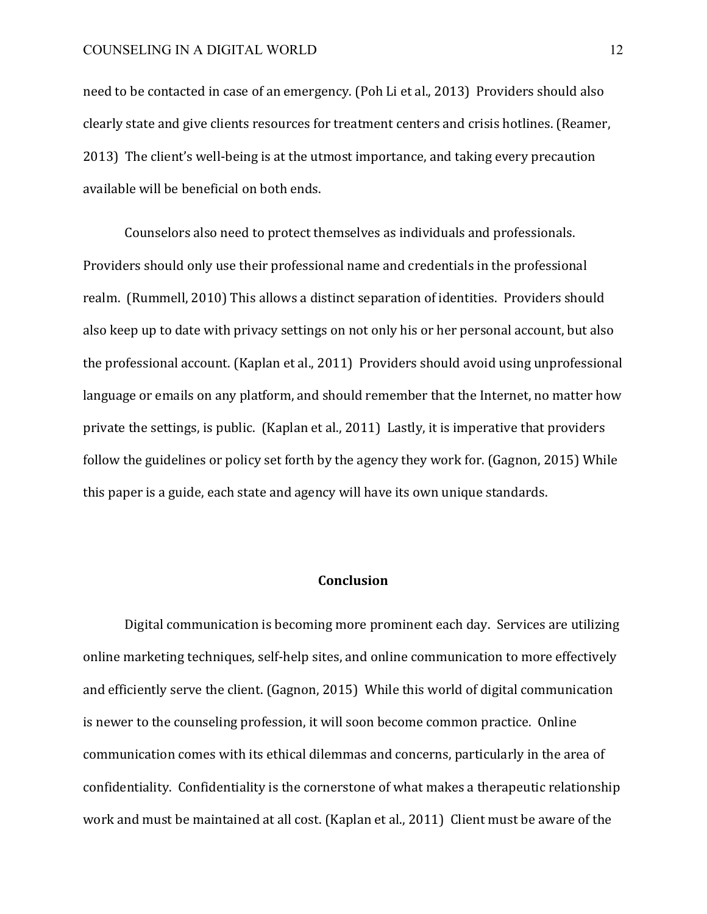need to be contacted in case of an emergency. (Poh Li et al., 2013)  Providers should also clearly state and give clients resources for treatment centers and crisis hotlines. (Reamer, 2013)  The client's well-being is at the utmost importance, and taking every precaution available will be beneficial on both ends.

Counselors also need to protect themselves as individuals and professionals. Providers should only use their professional name and credentials in the professional realm.  (Rummell, 2010) This allows a distinct separation of identities.  Providers should also keep up to date with privacy settings on not only his or her personal account, but also the professional account. (Kaplan et al., 2011)  Providers should avoid using unprofessional language or emails on any platform, and should remember that the Internet, no matter how private the settings, is public.  (Kaplan et al., 2011)  Lastly, it is imperative that providers follow the guidelines or policy set forth by the agency they work for. (Gagnon, 2015) While this paper is a guide, each state and agency will have its own unique standards.

## Conclusion

Digital communication is becoming more prominent each day.  Services are utilizing online marketing techniques, self-help sites, and online communication to more effectively and efficiently serve the client. (Gagnon, 2015)  While this world of digital communication is newer to the counseling profession, it will soon become common practice.  Online communication comes with its ethical dilemmas and concerns, particularly in the area of confidentiality.  Confidentiality is the cornerstone of what makes a therapeutic relationship work and must be maintained at all cost. (Kaplan et al., 2011)  Client must be aware of the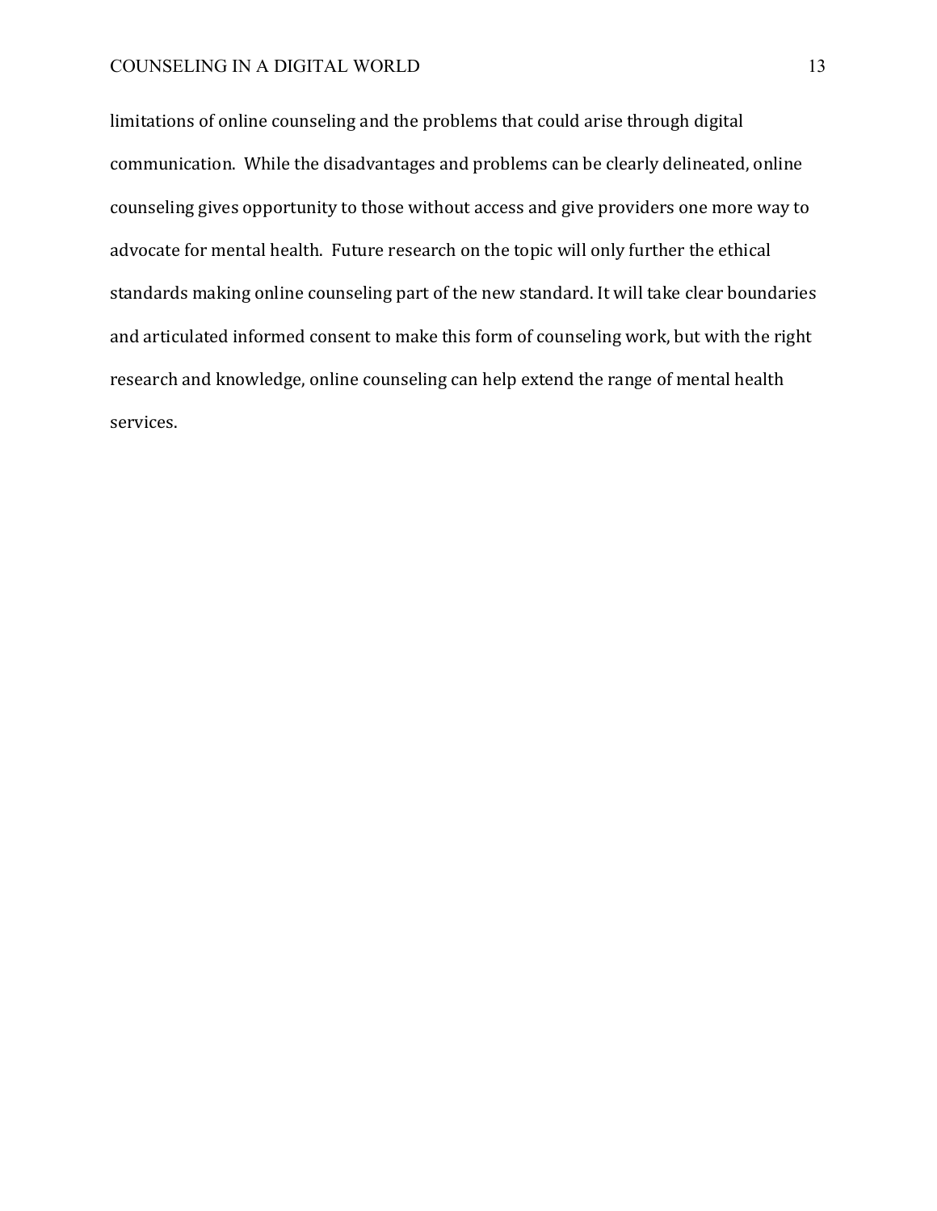limitations of online counseling and the problems that could arise through digital communication. While the disadvantages and problems can be clearly delineated, online counseling gives opportunity to those without access and give providers one more way to advocate for mental health. Future research on the topic will only further the ethical standards making online counseling part of the new standard. It will take clear boundaries and articulated informed consent to make this form of counseling work, but with the right research and knowledge, online counseling can help extend the range of mental health services.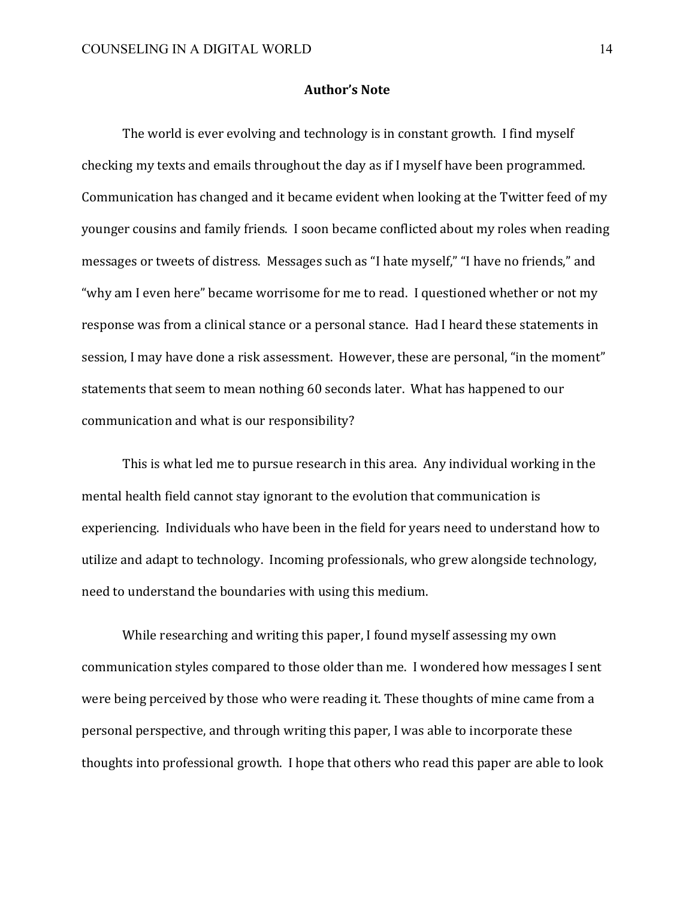## Author's Note

The world is ever evolving and technology is in constant growth. I find myself checking my texts and emails throughout the day as if I myself have been programmed. Communication has changed and it became evident when looking at the Twitter feed of my younger cousins and family friends. I soon became conflicted about my roles when reading messages or tweets of distress. Messages such as "I hate myself," "I have no friends," and "why am I even here" became worrisome for me to read. I questioned whether or not my response was from a clinical stance or a personal stance. Had I heard these statements in session, I may have done a risk assessment. However, these are personal, "in the moment" statements that seem to mean nothing 60 seconds later. What has happened to our communication and what is our responsibility?

This is what led me to pursue research in this area. Any individual working in the mental health field cannot stay ignorant to the evolution that communication is experiencing. Individuals who have been in the field for years need to understand how to utilize and adapt to technology. Incoming professionals, who grew alongside technology, need to understand the boundaries with using this medium.

While researching and writing this paper, I found myself assessing my own communication styles compared to those older than me. I wondered how messages I sent were being perceived by those who were reading it. These thoughts of mine came from a personal perspective, and through writing this paper, I was able to incorporate these thoughts into professional growth. I hope that others who read this paper are able to look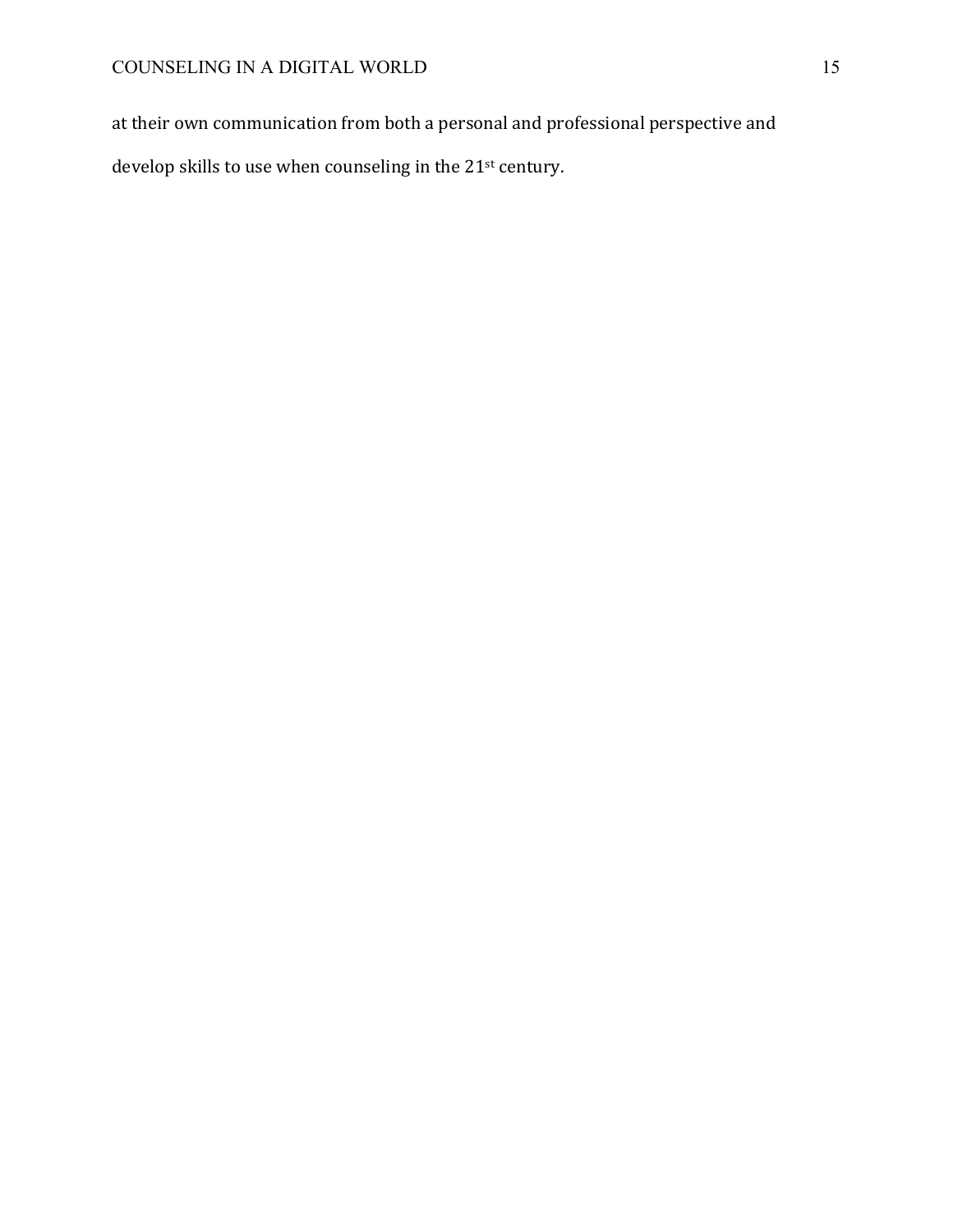at their own communication from both a personal and professional perspective and develop skills to use when counseling in the 21st century.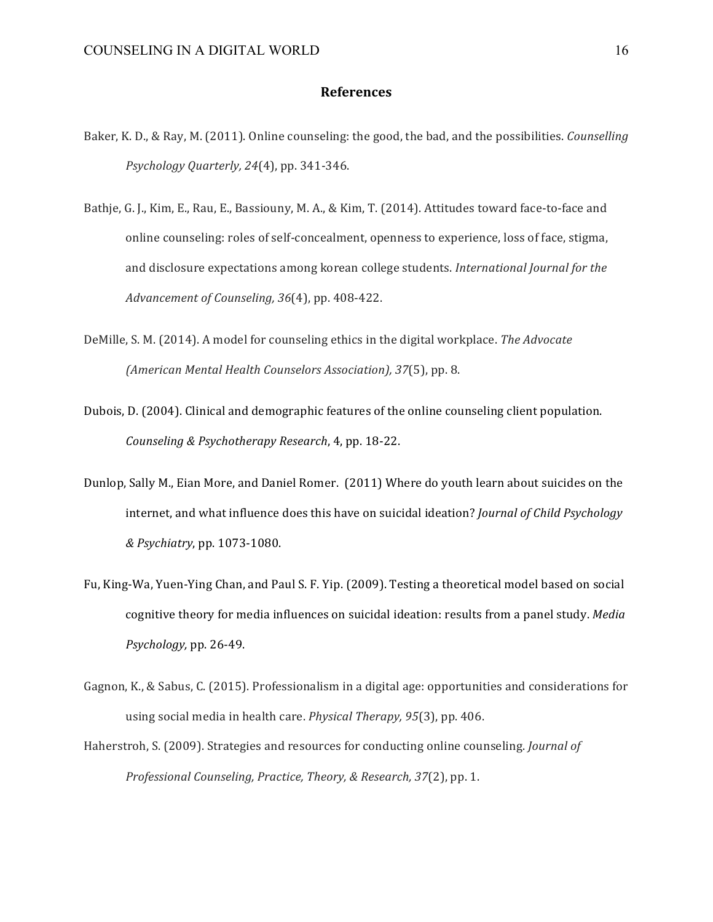## References

Baker, K. D., & Ray, M. (2011). Online counseling: the good, the bad, and the possibilities. *Counselling Psychology Quarterly, 24*(4), pp. 341-346.

Bathje, G. J., Kim, E., Rau, E., Bassiouny, M. A., & Kim, T. (2014). Attitudes toward face-to-face and online counseling: roles of self-concealment, openness to experience, loss of face, stigma, and disclosure expectations among korean college students. *International Journal for the Advancement of Counseling, 36*(4), pp. 408-422.

DeMille, S. M. (2014). A model for counseling ethics in the digital workplace. *The Advocate (American Mental Health Counselors Association), 37*(5), pp. 8.

Dubois, D. (2004). Clinical and demographic features of the online counseling client population. *Counseling & Psychotherapy Research*, 4, pp. 18-22.

Dunlop, Sally M., Eian More, and Daniel Romer. (2011) Where do youth learn about suicides on the internet, and what influence does this have on suicidal ideation? *Journal of Child Psychology & Psychiatry*, pp. 1073-1080.

Fu, King-Wa, Yuen-Ying Chan, and Paul S. F. Yip. (2009). Testing a theoretical model based on social cognitive theory for media influences on suicidal ideation: results from a panel study. *Media Psychology,* pp. 26-49.

Gagnon, K., & Sabus, C. (2015). Professionalism in a digital age: opportunities and considerations for using social media in health care. *Physical Therapy, 95*(3), pp. 406.

Haherstroh, S. (2009). Strategies and resources for conducting online counseling. *Journal of Professional Counseling, Practice, Theory, & Research, 37*(2), pp. 1.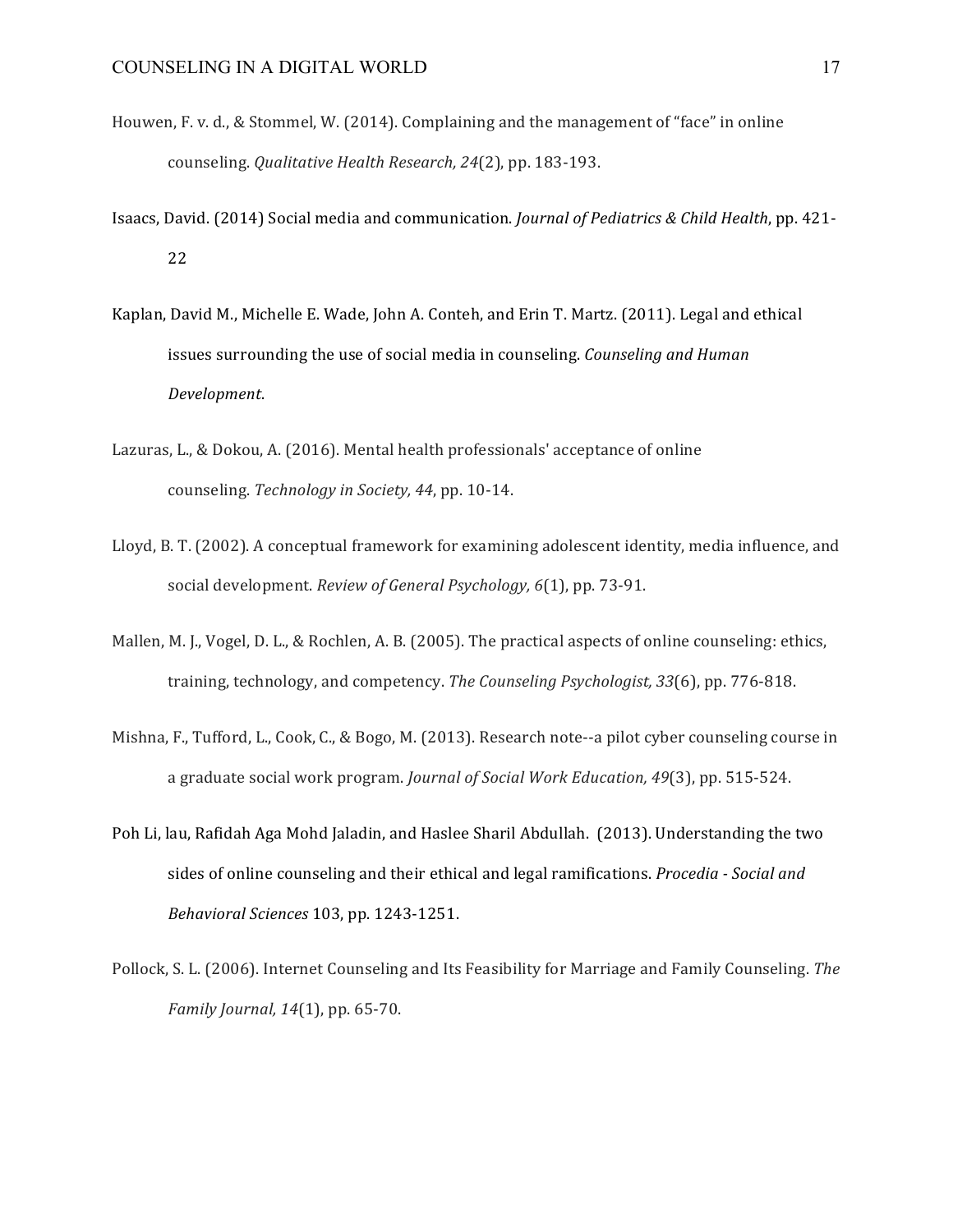Houwen, F. v. d., & Stommel, W. (2014). Complaining and the management of "face" in online counseling. *Qualitative Health Research, 24*(2), pp. 183-193.

Isaacs, David. (2014) Social media and communication. *Journal of Pediatrics & Child Health*, pp. 421-22

Kaplan, David M., Michelle E. Wade, John A. Conteh, and Erin T. Martz. (2011). Legal and ethical issues surrounding the use of social media in counseling. *Counseling and Human Development*.

Lazuras, L., & Dokou, A. (2016). Mental health professionals' acceptance of online counseling. *Technology in Society, 44*, pp. 10-14.

Lloyd, B. T. (2002). A conceptual framework for examining adolescent identity, media influence, and social development. *Review of General Psychology, 6*(1), pp. 73-91.

Mallen, M. J., Vogel, D. L., & Rochlen, A. B. (2005). The practical aspects of online counseling: ethics, training, technology, and competency. *The Counseling Psychologist, 33*(6), pp. 776-818.

Mishna, F., Tufford, L., Cook, C., & Bogo, M. (2013). Research note--a pilot cyber counseling course in a graduate social work program. *Journal of Social Work Education, 49*(3), pp. 515-524.

Poh Li, lau, Rafidah Aga Mohd Jaladin, and Haslee Sharil Abdullah. (2013). Understanding the two sides of online counseling and their ethical and legal ramifications. *Procedia - Social and Behavioral Sciences* 103, pp. 1243-1251.

Pollock, S. L. (2006). Internet Counseling and Its Feasibility for Marriage and Family Counseling. *The Family Journal, 14*(1), pp. 65-70.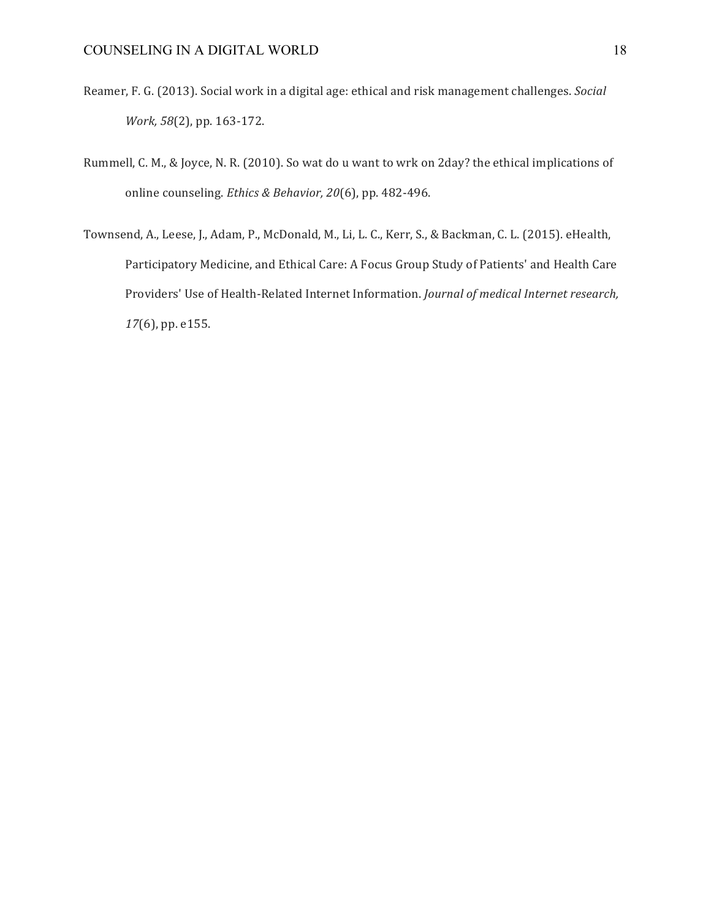Reamer, F. G. (2013). Social work in a digital age: ethical and risk management challenges. *Social Work, 58*(2), pp. 163-172.

Rummell, C. M., & Joyce, N. R. (2010). So wat do u want to wrk on 2day? the ethical implications of online counseling. *Ethics & Behavior, 20*(6), pp. 482-496.

Townsend, A., Leese, J., Adam, P., McDonald, M., Li, L. C., Kerr, S., & Backman, C. L. (2015). eHealth, Participatory Medicine, and Ethical Care: A Focus Group Study of Patients' and Health Care Providers' Use of Health-Related Internet Information. *Journal of medical Internet research, 17*(6), pp. e155.